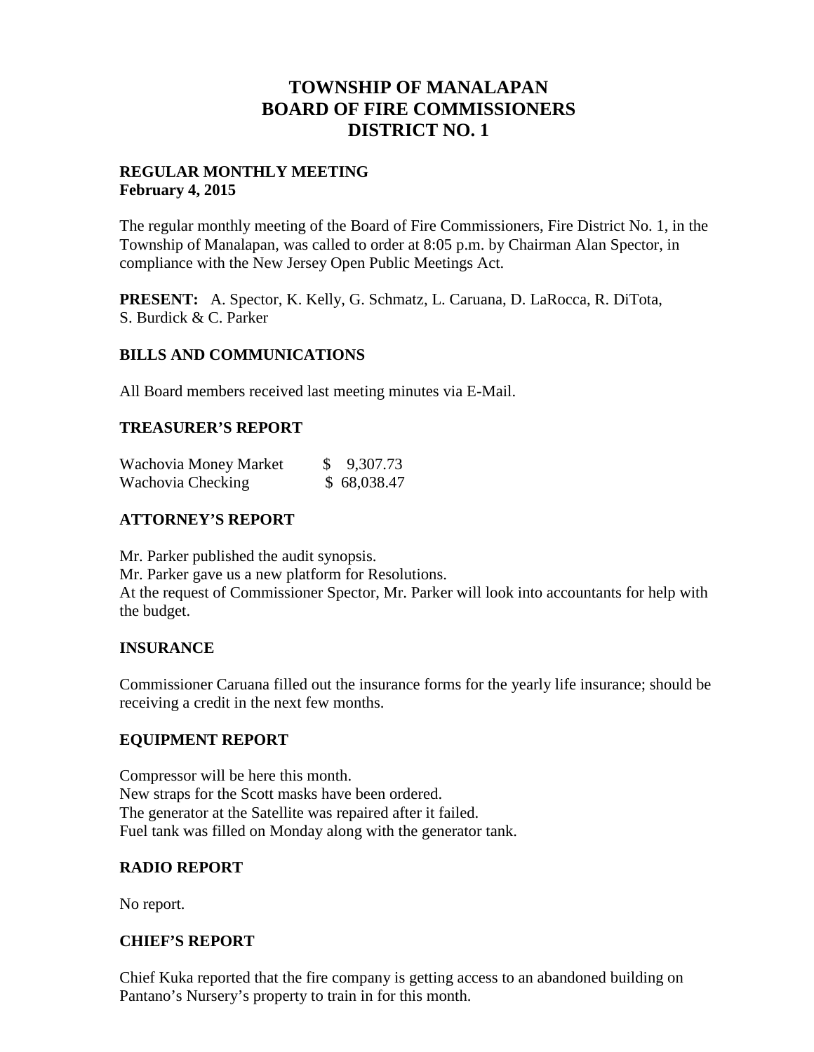# TOWNSHIP OF MANALAPAN
# BOARD OF FIRE COMMISSIONERS
# DISTRICT NO. 1

**REGULAR MONTHLY MEETING**
**February 4, 2015**

The regular monthly meeting of the Board of Fire Commissioners, Fire District No. 1, in the Township of Manalapan, was called to order at 8:05 p.m. by Chairman Alan Spector, in compliance with the New Jersey Open Public Meetings Act.

**PRESENT:** A. Spector, K. Kelly, G. Schmatz, L. Caruana, D. LaRocca, R. DiTota, S. Burdick & C. Parker

## BILLS AND COMMUNICATIONS

All Board members received last meeting minutes via E-Mail.

## TREASURER'S REPORT

| | |
|---|---|
| Wachovia Money Market | $ 9,307.73 |
| Wachovia Checking | $ 68,038.47 |

## ATTORNEY'S REPORT

Mr. Parker published the audit synopsis.
Mr. Parker gave us a new platform for Resolutions.
At the request of Commissioner Spector, Mr. Parker will look into accountants for help with the budget.

## INSURANCE

Commissioner Caruana filled out the insurance forms for the yearly life insurance; should be receiving a credit in the next few months.

## EQUIPMENT REPORT

Compressor will be here this month.
New straps for the Scott masks have been ordered.
The generator at the Satellite was repaired after it failed.
Fuel tank was filled on Monday along with the generator tank.

## RADIO REPORT

No report.

## CHIEF'S REPORT

Chief Kuka reported that the fire company is getting access to an abandoned building on Pantano's Nursery's property to train in for this month.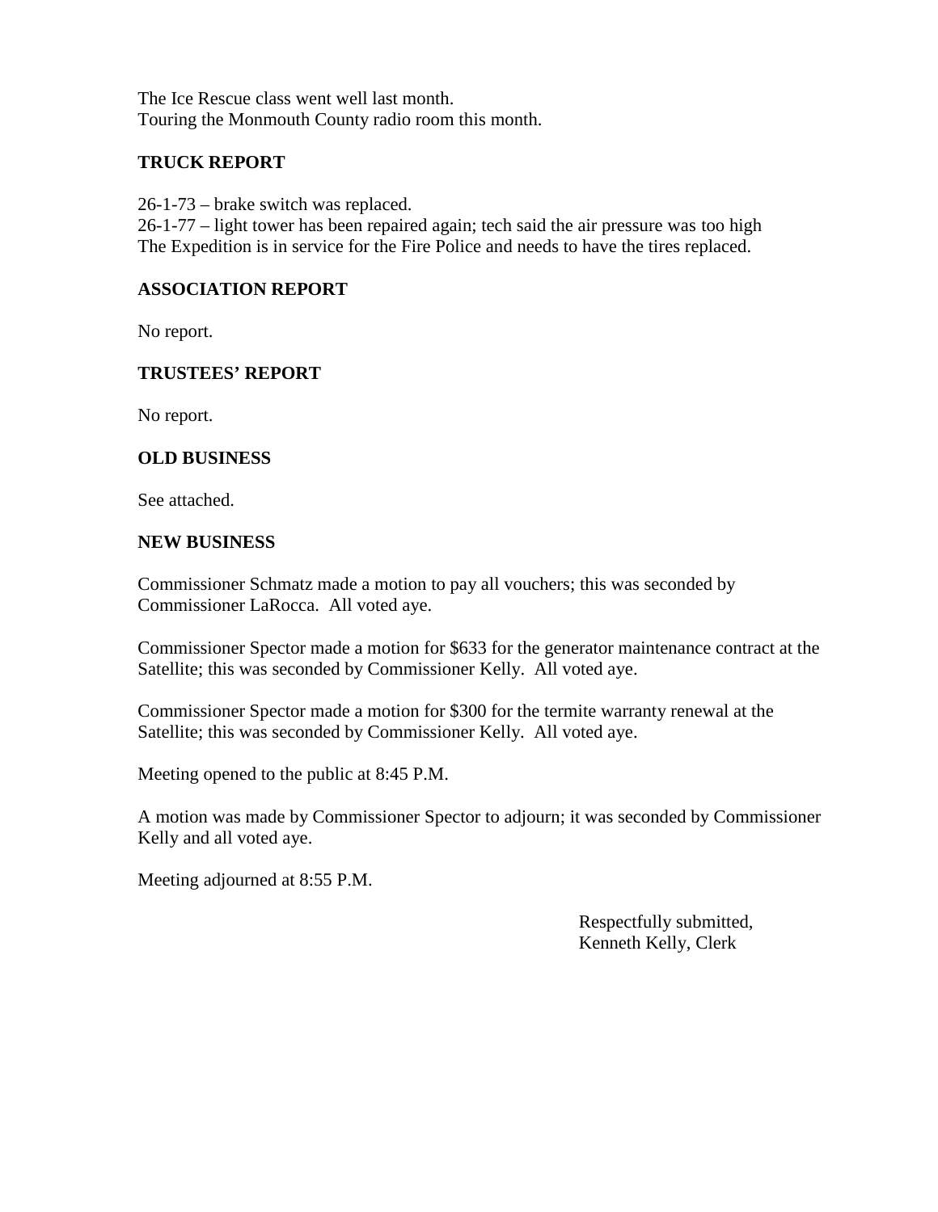The Ice Rescue class went well last month.
Touring the Monmouth County radio room this month.

## TRUCK REPORT

26-1-73 – brake switch was replaced.
26-1-77 – light tower has been repaired again; tech said the air pressure was too high
The Expedition is in service for the Fire Police and needs to have the tires replaced.

## ASSOCIATION REPORT

No report.

## TRUSTEES' REPORT

No report.

## OLD BUSINESS

See attached.

## NEW BUSINESS

Commissioner Schmatz made a motion to pay all vouchers; this was seconded by Commissioner LaRocca. All voted aye.

Commissioner Spector made a motion for $633 for the generator maintenance contract at the Satellite; this was seconded by Commissioner Kelly. All voted aye.

Commissioner Spector made a motion for $300 for the termite warranty renewal at the Satellite; this was seconded by Commissioner Kelly. All voted aye.

Meeting opened to the public at 8:45 P.M.

A motion was made by Commissioner Spector to adjourn; it was seconded by Commissioner Kelly and all voted aye.

Meeting adjourned at 8:55 P.M.

Respectfully submitted,
Kenneth Kelly, Clerk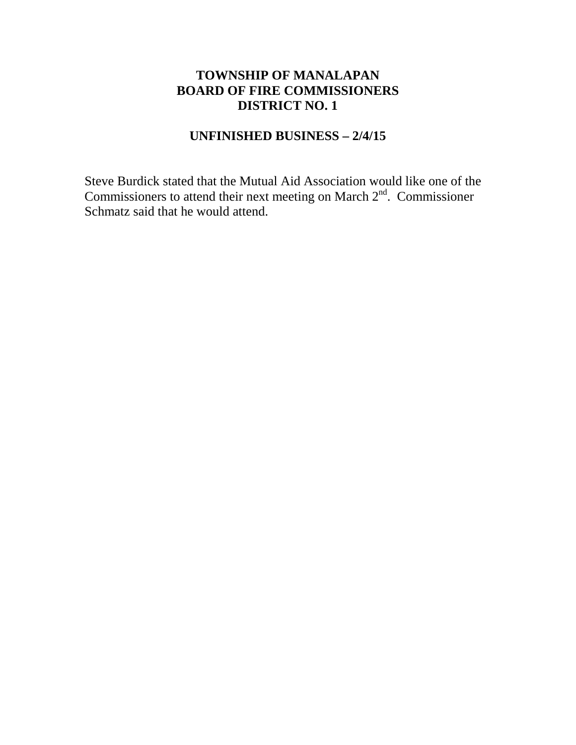# TOWNSHIP OF MANALAPAN
# BOARD OF FIRE COMMISSIONERS
# DISTRICT NO. 1

## UNFINISHED BUSINESS – 2/4/15

Steve Burdick stated that the Mutual Aid Association would like one of the Commissioners to attend their next meeting on March 2nd. Commissioner Schmatz said that he would attend.